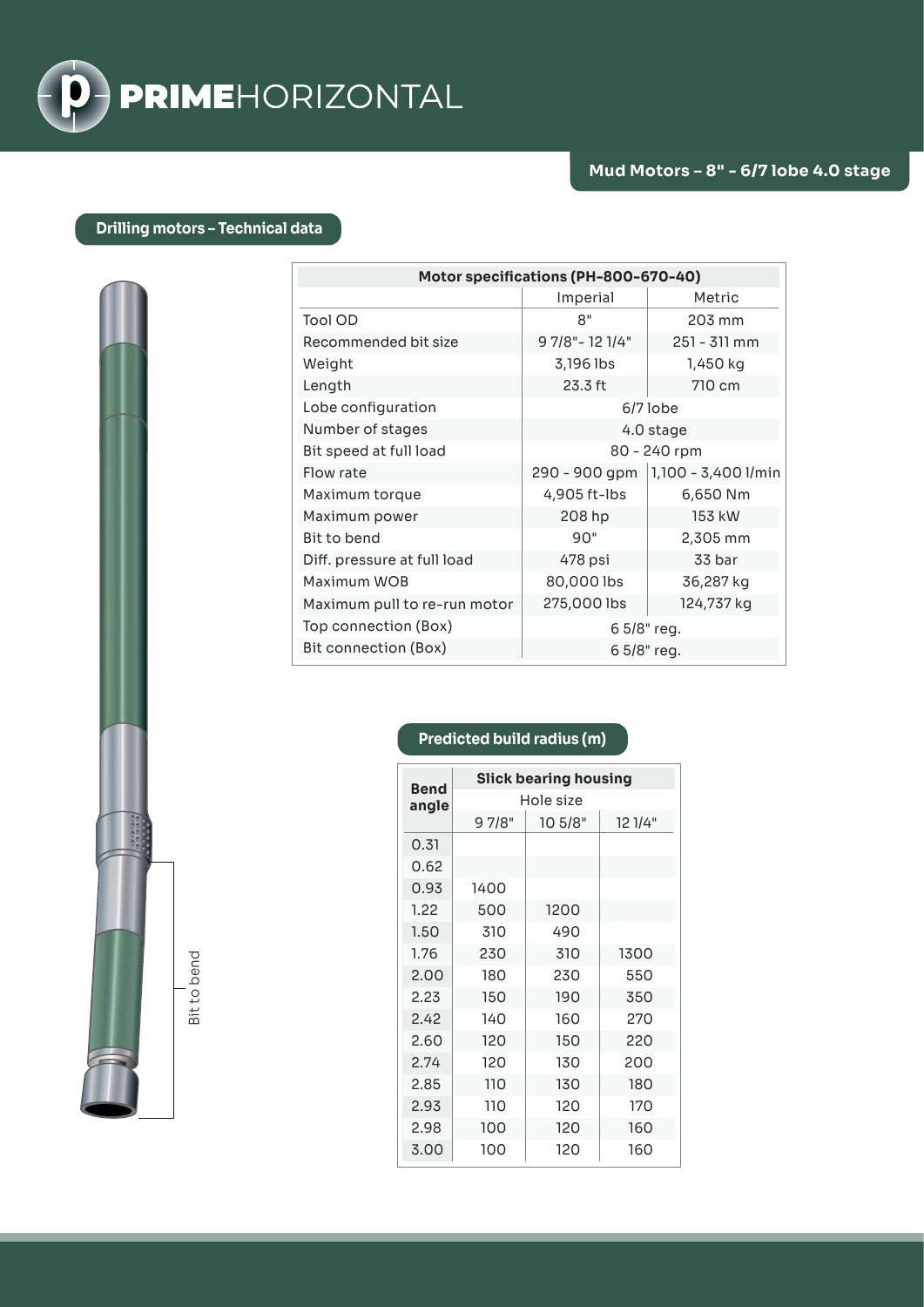# PRIMEHORIZONTAL

## Mud Motors – 8" - 6/7 lobe 4.0 stage

### Drilling motors – Technical data

| Motor specifications (PH-800-670-40) | | |
|---|---|---|
| | Imperial | Metric |
| Tool OD | 8" | 203 mm |
| Recommended bit size | 9 7/8"- 12 1/4" | 251 - 311 mm |
| Weight | 3,196 lbs | 1,450 kg |
| Length | 23.3 ft | 710 cm |
| Lobe configuration | 6/7 lobe | |
| Number of stages | 4.0 stage | |
| Bit speed at full load | 80 - 240 rpm | |
| Flow rate | 290 - 900 gpm | 1,100 - 3,400 l/min |
| Maximum torque | 4,905 ft-lbs | 6,650 Nm |
| Maximum power | 208 hp | 153 kW |
| Bit to bend | 90" | 2,305 mm |
| Diff. pressure at full load | 478 psi | 33 bar |
| Maximum WOB | 80,000 lbs | 36,287 kg |
| Maximum pull to re-run motor | 275,000 lbs | 124,737 kg |
| Top connection (Box) | 6 5/8" reg. | |
| Bit connection (Box) | 6 5/8" reg. | |

Bit to bend

### Predicted build radius (m)

| Bend angle | Slick bearing housing | | |
|---|---|---|---|
| | Hole size | | |
| | 9 7/8" | 10 5/8" | 12 1/4" |
| 0.31 | | | |
| 0.62 | | | |
| 0.93 | 1400 | | |
| 1.22 | 500 | 1200 | |
| 1.50 | 310 | 490 | |
| 1.76 | 230 | 310 | 1300 |
| 2.00 | 180 | 230 | 550 |
| 2.23 | 150 | 190 | 350 |
| 2.42 | 140 | 160 | 270 |
| 2.60 | 120 | 150 | 220 |
| 2.74 | 120 | 130 | 200 |
| 2.85 | 110 | 130 | 180 |
| 2.93 | 110 | 120 | 170 |
| 2.98 | 100 | 120 | 160 |
| 3.00 | 100 | 120 | 160 |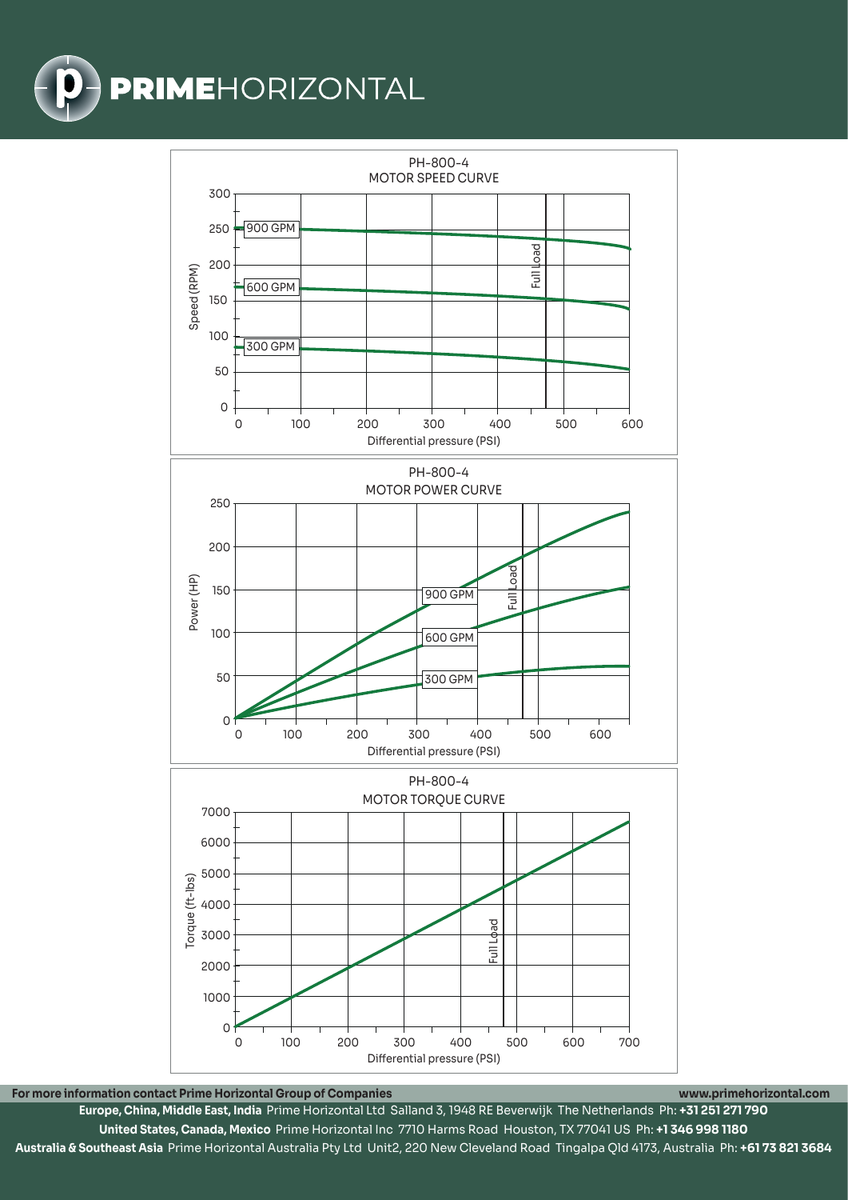PRIMEHORIZONTAL

PH-800-4
MOTOR SPEED CURVE

Speed (RPM)
300
250
200
150
100
50
0

900 GPM
600 GPM
300 GPM
Full Load

0 100 200 300 400 500 600
Differential pressure (PSI)

PH-800-4
MOTOR POWER CURVE

Power (HP)
250
200
150
100
50
0

900 GPM
600 GPM
300 GPM
Full Load

0 100 200 300 400 500 600
Differential pressure (PSI)

PH-800-4
MOTOR TORQUE CURVE

Torque (ft-lbs)
7000
6000
5000
4000
3000
2000
1000
0

Full Load

0 100 200 300 400 500 600 700
Differential pressure (PSI)

**For more information contact Prime Horizontal Group of Companies** **www.primehorizontal.com**

**Europe, China, Middle East, India** Prime Horizontal Ltd Salland 3, 1948 RE Beverwijk The Netherlands Ph: **+31 251 271 790**

**United States, Canada, Mexico** Prime Horizontal Inc 7710 Harms Road Houston, TX 77041 US Ph: **+1 346 998 1180**

**Australia & Southeast Asia** Prime Horizontal Australia Pty Ltd Unit2, 220 New Cleveland Road Tingalpa Qld 4173, Australia Ph: **+61 73 821 3684**